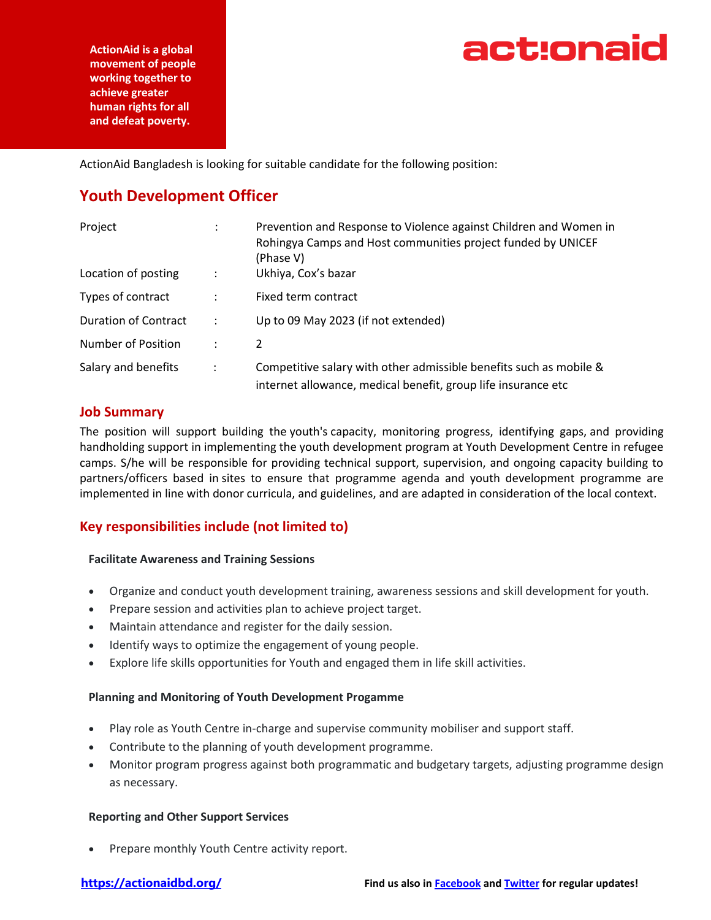ActionAid is a global movement of people working together to achieve greater human rights for all and defeat poverty.

ActionAid Bangladesh is looking for suitable candidate for the following position:

## Youth Development Officer

| | | |
|---|---|---|
| Project | : | Prevention and Response to Violence against Children and Women in Rohingya Camps and Host communities project funded by UNICEF (Phase V) |
| Location of posting | : | Ukhiya, Cox's bazar |
| Types of contract | : | Fixed term contract |
| Duration of Contract | : | Up to 09 May 2023 (if not extended) |
| Number of Position | : | 2 |
| Salary and benefits | : | Competitive salary with other admissible benefits such as mobile & internet allowance, medical benefit, group life insurance etc |

### Job Summary

The position will support building the youth's capacity, monitoring progress, identifying gaps, and providing handholding support in implementing the youth development program at Youth Development Centre in refugee camps. S/he will be responsible for providing technical support, supervision, and ongoing capacity building to partners/officers based in sites to ensure that programme agenda and youth development programme are implemented in line with donor curricula, and guidelines, and are adapted in consideration of the local context.

### Key responsibilities include (not limited to)

**Facilitate Awareness and Training Sessions**

- Organize and conduct youth development training, awareness sessions and skill development for youth.
- Prepare session and activities plan to achieve project target.
- Maintain attendance and register for the daily session.
- Identify ways to optimize the engagement of young people.
- Explore life skills opportunities for Youth and engaged them in life skill activities.

**Planning and Monitoring of Youth Development Progamme**

- Play role as Youth Centre in-charge and supervise community mobiliser and support staff.
- Contribute to the planning of youth development programme.
- Monitor program progress against both programmatic and budgetary targets, adjusting programme design as necessary.

**Reporting and Other Support Services**

- Prepare monthly Youth Centre activity report.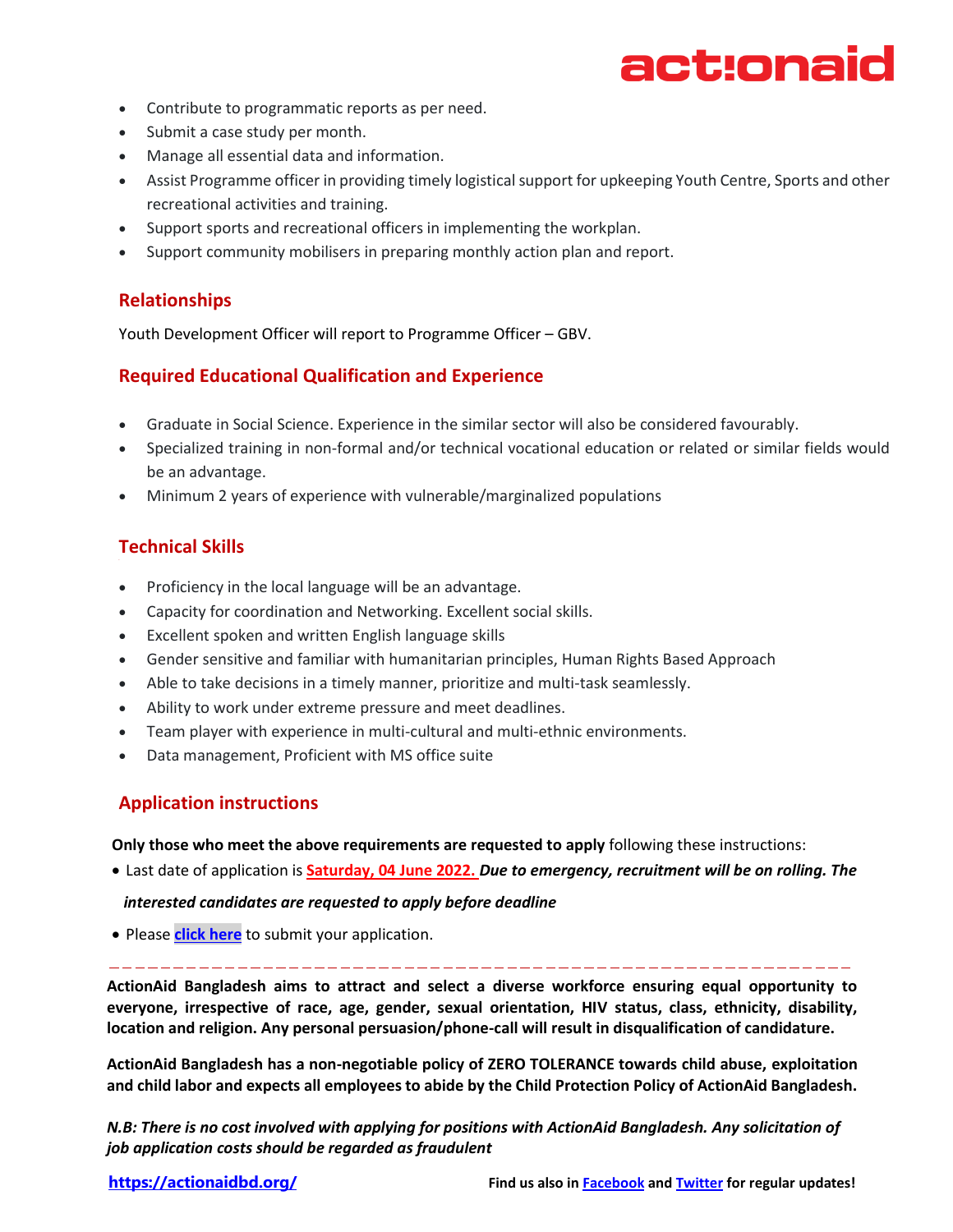- Contribute to programmatic reports as per need.
- Submit a case study per month.
- Manage all essential data and information.
- Assist Programme officer in providing timely logistical support for upkeeping Youth Centre, Sports and other recreational activities and training.
- Support sports and recreational officers in implementing the workplan.
- Support community mobilisers in preparing monthly action plan and report.

## Relationships

Youth Development Officer will report to Programme Officer – GBV.

## Required Educational Qualification and Experience

- Graduate in Social Science. Experience in the similar sector will also be considered favourably.
- Specialized training in non-formal and/or technical vocational education or related or similar fields would be an advantage.
- Minimum 2 years of experience with vulnerable/marginalized populations

## Technical Skills

- Proficiency in the local language will be an advantage.
- Capacity for coordination and Networking. Excellent social skills.
- Excellent spoken and written English language skills
- Gender sensitive and familiar with humanitarian principles, Human Rights Based Approach
- Able to take decisions in a timely manner, prioritize and multi-task seamlessly.
- Ability to work under extreme pressure and meet deadlines.
- Team player with experience in multi-cultural and multi-ethnic environments.
- Data management, Proficient with MS office suite

## Application instructions

**Only those who meet the above requirements are requested to apply** following these instructions:

- Last date of application is **Saturday, 04 June 2022.** ***Due to emergency, recruitment will be on rolling. The interested candidates are requested to apply before deadline***
- Please **click here** to submit your application.

---

**ActionAid Bangladesh aims to attract and select a diverse workforce ensuring equal opportunity to everyone, irrespective of race, age, gender, sexual orientation, HIV status, class, ethnicity, disability, location and religion. Any personal persuasion/phone-call will result in disqualification of candidature.**

**ActionAid Bangladesh has a non-negotiable policy of ZERO TOLERANCE towards child abuse, exploitation and child labor and expects all employees to abide by the Child Protection Policy of ActionAid Bangladesh.**

***N.B: There is no cost involved with applying for positions with ActionAid Bangladesh. Any solicitation of job application costs should be regarded as fraudulent***

**https://actionaidbd.org/** **Find us also in Facebook and Twitter for regular updates!**